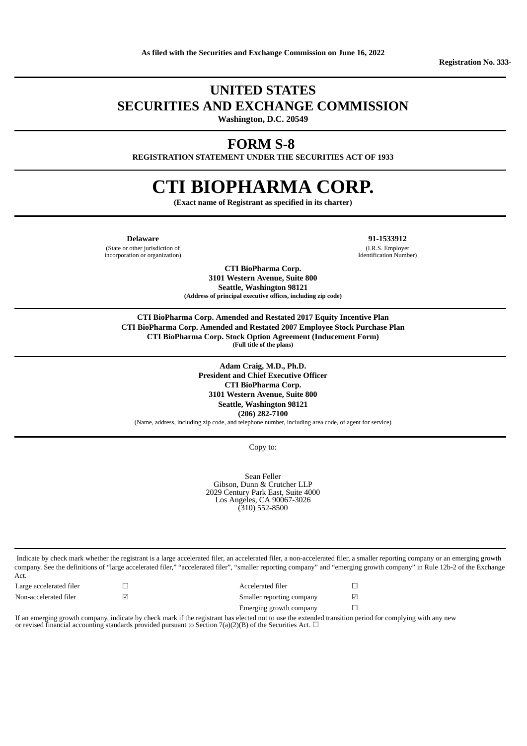**As filed with the Securities and Exchange Commission on June 16, 2022**

**Registration No. 333-**

# UNITED STATES
# SECURITIES AND EXCHANGE COMMISSION

**Washington, D.C. 20549**

# FORM S-8

**REGISTRATION STATEMENT UNDER THE SECURITIES ACT OF 1933**

# CTI BIOPHARMA CORP.

**(Exact name of Registrant as specified in its charter)**

| **Delaware** | **91-1533912** |
|---|---|
| (State or other jurisdiction of incorporation or organization) | (I.R.S. Employer Identification Number) |

**CTI BioPharma Corp.**
**3101 Western Avenue, Suite 800**
**Seattle, Washington 98121**
**(Address of principal executive offices, including zip code)**

**CTI BioPharma Corp. Amended and Restated 2017 Equity Incentive Plan**
**CTI BioPharma Corp. Amended and Restated 2007 Employee Stock Purchase Plan**
**CTI BioPharma Corp. Stock Option Agreement (Inducement Form)**
**(Full title of the plans)**

**Adam Craig, M.D., Ph.D.**
**President and Chief Executive Officer**
**CTI BioPharma Corp.**
**3101 Western Avenue, Suite 800**
**Seattle, Washington 98121**
**(206) 282-7100**
(Name, address, including zip code, and telephone number, including area code, of agent for service)

Copy to:

Sean Feller
Gibson, Dunn & Crutcher LLP
2029 Century Park East, Suite 4000
Los Angeles, CA 90067-3026
(310) 552-8500

Indicate by check mark whether the registrant is a large accelerated filer, an accelerated filer, a non-accelerated filer, a smaller reporting company or an emerging growth company. See the definitions of "large accelerated filer," "accelerated filer", "smaller reporting company" and "emerging growth company" in Rule 12b-2 of the Exchange Act.

| | | | |
|---|---|---|---|
| Large accelerated filer | ☐ | Accelerated filer | ☐ |
| Non-accelerated filer | ☑ | Smaller reporting company | ☑ |
| | | Emerging growth company | ☐ |

If an emerging growth company, indicate by check mark if the registrant has elected not to use the extended transition period for complying with any new or revised financial accounting standards provided pursuant to Section 7(a)(2)(B) of the Securities Act. ☐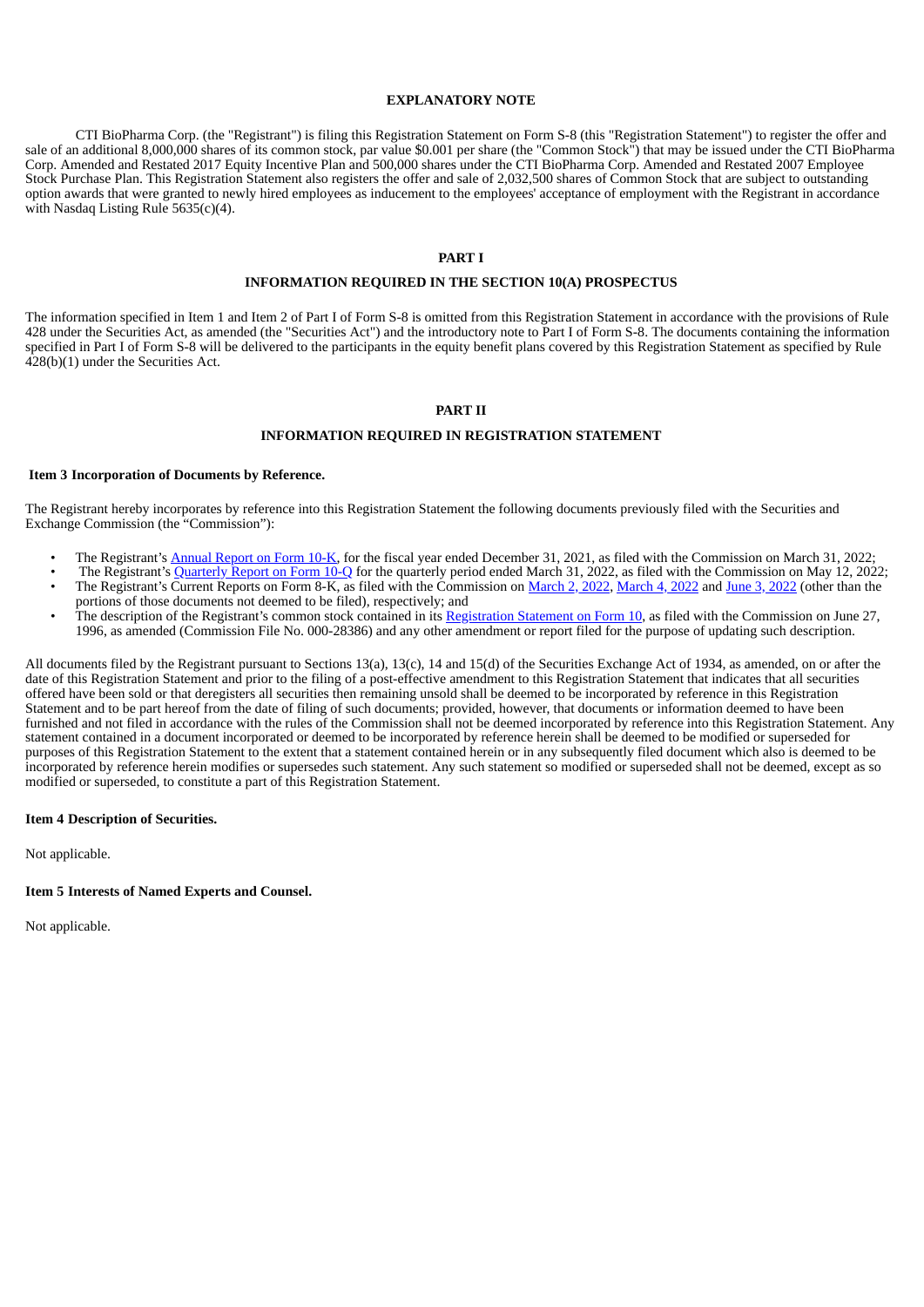## EXPLANATORY NOTE

CTI BioPharma Corp. (the "Registrant") is filing this Registration Statement on Form S-8 (this "Registration Statement") to register the offer and sale of an additional 8,000,000 shares of its common stock, par value $0.001 per share (the "Common Stock") that may be issued under the CTI BioPharma Corp. Amended and Restated 2017 Equity Incentive Plan and 500,000 shares under the CTI BioPharma Corp. Amended and Restated 2007 Employee Stock Purchase Plan. This Registration Statement also registers the offer and sale of 2,032,500 shares of Common Stock that are subject to outstanding option awards that were granted to newly hired employees as inducement to the employees' acceptance of employment with the Registrant in accordance with Nasdaq Listing Rule 5635(c)(4).

## PART I

## INFORMATION REQUIRED IN THE SECTION 10(A) PROSPECTUS

The information specified in Item 1 and Item 2 of Part I of Form S-8 is omitted from this Registration Statement in accordance with the provisions of Rule 428 under the Securities Act, as amended (the "Securities Act") and the introductory note to Part I of Form S-8. The documents containing the information specified in Part I of Form S-8 will be delivered to the participants in the equity benefit plans covered by this Registration Statement as specified by Rule 428(b)(1) under the Securities Act.

## PART II

## INFORMATION REQUIRED IN REGISTRATION STATEMENT

### Item 3 Incorporation of Documents by Reference.

The Registrant hereby incorporates by reference into this Registration Statement the following documents previously filed with the Securities and Exchange Commission (the "Commission"):

- The Registrant's Annual Report on Form 10-K, for the fiscal year ended December 31, 2021, as filed with the Commission on March 31, 2022;
- The Registrant's Quarterly Report on Form 10-Q for the quarterly period ended March 31, 2022, as filed with the Commission on May 12, 2022;
- The Registrant's Current Reports on Form 8-K, as filed with the Commission on March 2, 2022, March 4, 2022 and June 3, 2022 (other than the portions of those documents not deemed to be filed), respectively; and
- The description of the Registrant's common stock contained in its Registration Statement on Form 10, as filed with the Commission on June 27, 1996, as amended (Commission File No. 000-28386) and any other amendment or report filed for the purpose of updating such description.

All documents filed by the Registrant pursuant to Sections 13(a), 13(c), 14 and 15(d) of the Securities Exchange Act of 1934, as amended, on or after the date of this Registration Statement and prior to the filing of a post-effective amendment to this Registration Statement that indicates that all securities offered have been sold or that deregisters all securities then remaining unsold shall be deemed to be incorporated by reference in this Registration Statement and to be part hereof from the date of filing of such documents; provided, however, that documents or information deemed to have been furnished and not filed in accordance with the rules of the Commission shall not be deemed incorporated by reference into this Registration Statement. Any statement contained in a document incorporated or deemed to be incorporated by reference herein shall be deemed to be modified or superseded for purposes of this Registration Statement to the extent that a statement contained herein or in any subsequently filed document which also is deemed to be incorporated by reference herein modifies or supersedes such statement. Any such statement so modified or superseded shall not be deemed, except as so modified or superseded, to constitute a part of this Registration Statement.

### Item 4 Description of Securities.

Not applicable.

### Item 5 Interests of Named Experts and Counsel.

Not applicable.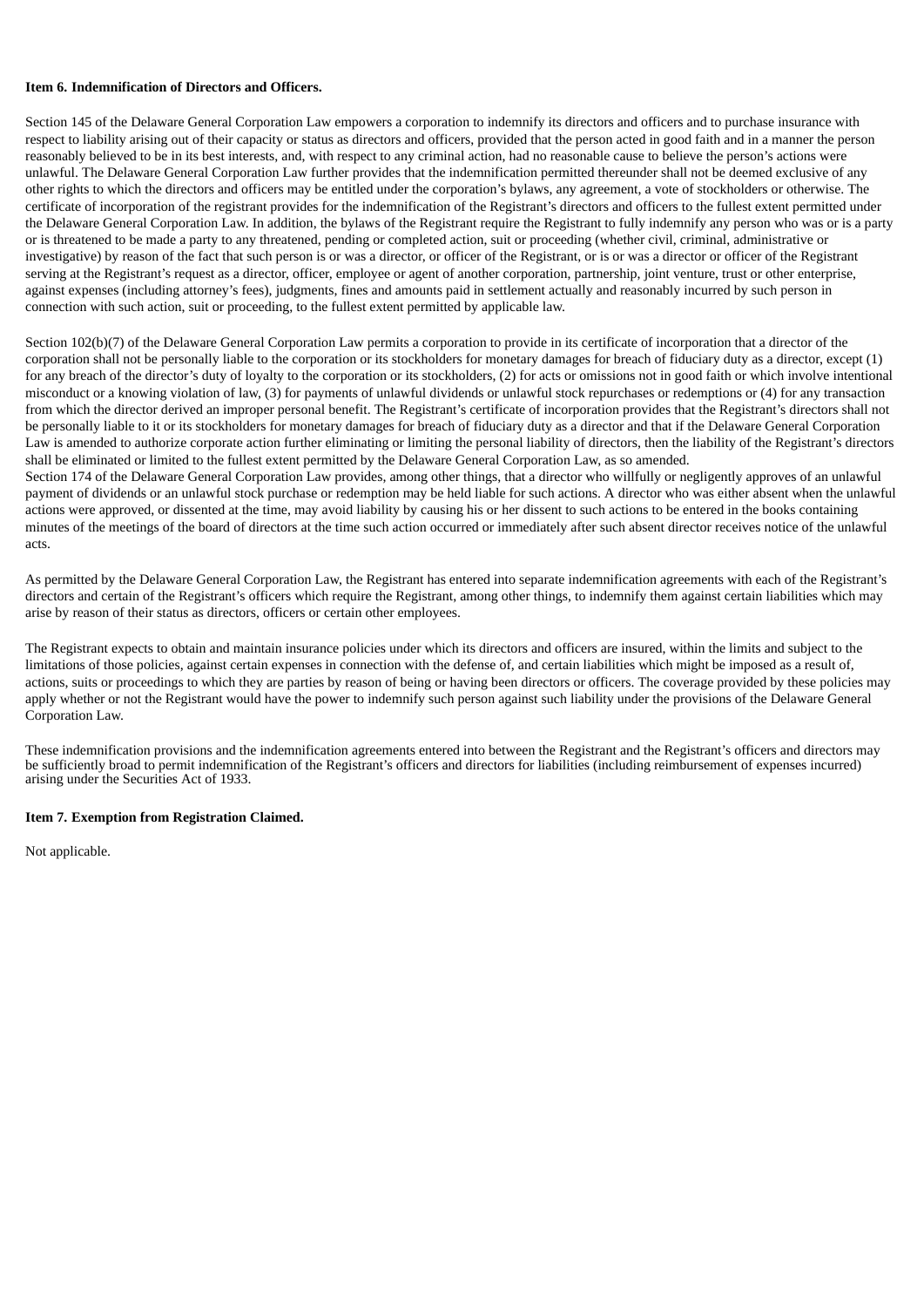**Item 6. Indemnification of Directors and Officers.**

Section 145 of the Delaware General Corporation Law empowers a corporation to indemnify its directors and officers and to purchase insurance with respect to liability arising out of their capacity or status as directors and officers, provided that the person acted in good faith and in a manner the person reasonably believed to be in its best interests, and, with respect to any criminal action, had no reasonable cause to believe the person's actions were unlawful. The Delaware General Corporation Law further provides that the indemnification permitted thereunder shall not be deemed exclusive of any other rights to which the directors and officers may be entitled under the corporation's bylaws, any agreement, a vote of stockholders or otherwise. The certificate of incorporation of the registrant provides for the indemnification of the Registrant's directors and officers to the fullest extent permitted under the Delaware General Corporation Law. In addition, the bylaws of the Registrant require the Registrant to fully indemnify any person who was or is a party or is threatened to be made a party to any threatened, pending or completed action, suit or proceeding (whether civil, criminal, administrative or investigative) by reason of the fact that such person is or was a director, or officer of the Registrant, or is or was a director or officer of the Registrant serving at the Registrant's request as a director, officer, employee or agent of another corporation, partnership, joint venture, trust or other enterprise, against expenses (including attorney's fees), judgments, fines and amounts paid in settlement actually and reasonably incurred by such person in connection with such action, suit or proceeding, to the fullest extent permitted by applicable law.

Section 102(b)(7) of the Delaware General Corporation Law permits a corporation to provide in its certificate of incorporation that a director of the corporation shall not be personally liable to the corporation or its stockholders for monetary damages for breach of fiduciary duty as a director, except (1) for any breach of the director's duty of loyalty to the corporation or its stockholders, (2) for acts or omissions not in good faith or which involve intentional misconduct or a knowing violation of law, (3) for payments of unlawful dividends or unlawful stock repurchases or redemptions or (4) for any transaction from which the director derived an improper personal benefit. The Registrant's certificate of incorporation provides that the Registrant's directors shall not be personally liable to it or its stockholders for monetary damages for breach of fiduciary duty as a director and that if the Delaware General Corporation Law is amended to authorize corporate action further eliminating or limiting the personal liability of directors, then the liability of the Registrant's directors shall be eliminated or limited to the fullest extent permitted by the Delaware General Corporation Law, as so amended.
Section 174 of the Delaware General Corporation Law provides, among other things, that a director who willfully or negligently approves of an unlawful payment of dividends or an unlawful stock purchase or redemption may be held liable for such actions. A director who was either absent when the unlawful actions were approved, or dissented at the time, may avoid liability by causing his or her dissent to such actions to be entered in the books containing minutes of the meetings of the board of directors at the time such action occurred or immediately after such absent director receives notice of the unlawful acts.

As permitted by the Delaware General Corporation Law, the Registrant has entered into separate indemnification agreements with each of the Registrant's directors and certain of the Registrant's officers which require the Registrant, among other things, to indemnify them against certain liabilities which may arise by reason of their status as directors, officers or certain other employees.

The Registrant expects to obtain and maintain insurance policies under which its directors and officers are insured, within the limits and subject to the limitations of those policies, against certain expenses in connection with the defense of, and certain liabilities which might be imposed as a result of, actions, suits or proceedings to which they are parties by reason of being or having been directors or officers. The coverage provided by these policies may apply whether or not the Registrant would have the power to indemnify such person against such liability under the provisions of the Delaware General Corporation Law.

These indemnification provisions and the indemnification agreements entered into between the Registrant and the Registrant's officers and directors may be sufficiently broad to permit indemnification of the Registrant's officers and directors for liabilities (including reimbursement of expenses incurred) arising under the Securities Act of 1933.

**Item 7. Exemption from Registration Claimed.**

Not applicable.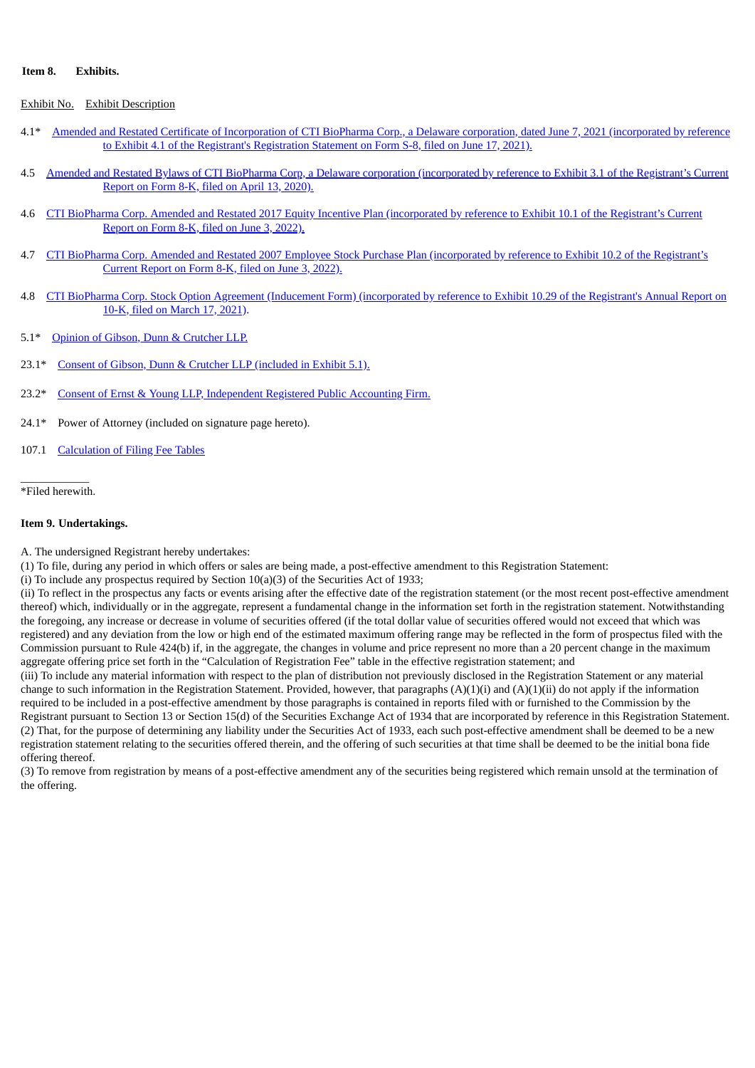**Item 8. Exhibits.**

| Exhibit No. | Exhibit Description |
|---|---|
| 4.1* | Amended and Restated Certificate of Incorporation of CTI BioPharma Corp., a Delaware corporation, dated June 7, 2021 (incorporated by reference to Exhibit 4.1 of the Registrant's Registration Statement on Form S-8, filed on June 17, 2021). |
| 4.5 | Amended and Restated Bylaws of CTI BioPharma Corp, a Delaware corporation (incorporated by reference to Exhibit 3.1 of the Registrant's Current Report on Form 8-K, filed on April 13, 2020). |
| 4.6 | CTI BioPharma Corp. Amended and Restated 2017 Equity Incentive Plan (incorporated by reference to Exhibit 10.1 of the Registrant's Current Report on Form 8-K, filed on June 3, 2022). |
| 4.7 | CTI BioPharma Corp. Amended and Restated 2007 Employee Stock Purchase Plan (incorporated by reference to Exhibit 10.2 of the Registrant's Current Report on Form 8-K, filed on June 3, 2022). |
| 4.8 | CTI BioPharma Corp. Stock Option Agreement (Inducement Form) (incorporated by reference to Exhibit 10.29 of the Registrant's Annual Report on 10-K, filed on March 17, 2021). |
| 5.1* | Opinion of Gibson, Dunn & Crutcher LLP. |
| 23.1* | Consent of Gibson, Dunn & Crutcher LLP (included in Exhibit 5.1). |
| 23.2* | Consent of Ernst & Young LLP, Independent Registered Public Accounting Firm. |
| 24.1* | Power of Attorney (included on signature page hereto). |
| 107.1 | Calculation of Filing Fee Tables |

*Filed herewith.

**Item 9. Undertakings.**

A. The undersigned Registrant hereby undertakes:

(1) To file, during any period in which offers or sales are being made, a post-effective amendment to this Registration Statement:

(i) To include any prospectus required by Section 10(a)(3) of the Securities Act of 1933;

(ii) To reflect in the prospectus any facts or events arising after the effective date of the registration statement (or the most recent post-effective amendment thereof) which, individually or in the aggregate, represent a fundamental change in the information set forth in the registration statement. Notwithstanding the foregoing, any increase or decrease in volume of securities offered (if the total dollar value of securities offered would not exceed that which was registered) and any deviation from the low or high end of the estimated maximum offering range may be reflected in the form of prospectus filed with the Commission pursuant to Rule 424(b) if, in the aggregate, the changes in volume and price represent no more than a 20 percent change in the maximum aggregate offering price set forth in the "Calculation of Registration Fee" table in the effective registration statement; and

(iii) To include any material information with respect to the plan of distribution not previously disclosed in the Registration Statement or any material change to such information in the Registration Statement. Provided, however, that paragraphs (A)(1)(i) and (A)(1)(ii) do not apply if the information required to be included in a post-effective amendment by those paragraphs is contained in reports filed with or furnished to the Commission by the Registrant pursuant to Section 13 or Section 15(d) of the Securities Exchange Act of 1934 that are incorporated by reference in this Registration Statement.

(2) That, for the purpose of determining any liability under the Securities Act of 1933, each such post-effective amendment shall be deemed to be a new registration statement relating to the securities offered therein, and the offering of such securities at that time shall be deemed to be the initial bona fide offering thereof.

(3) To remove from registration by means of a post-effective amendment any of the securities being registered which remain unsold at the termination of the offering.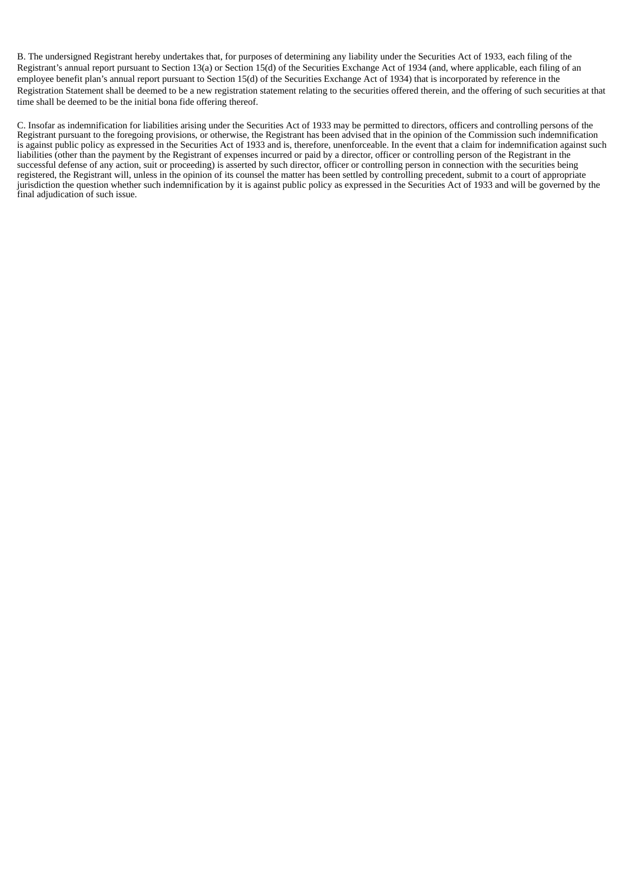B. The undersigned Registrant hereby undertakes that, for purposes of determining any liability under the Securities Act of 1933, each filing of the Registrant's annual report pursuant to Section 13(a) or Section 15(d) of the Securities Exchange Act of 1934 (and, where applicable, each filing of an employee benefit plan's annual report pursuant to Section 15(d) of the Securities Exchange Act of 1934) that is incorporated by reference in the Registration Statement shall be deemed to be a new registration statement relating to the securities offered therein, and the offering of such securities at that time shall be deemed to be the initial bona fide offering thereof.

C. Insofar as indemnification for liabilities arising under the Securities Act of 1933 may be permitted to directors, officers and controlling persons of the Registrant pursuant to the foregoing provisions, or otherwise, the Registrant has been advised that in the opinion of the Commission such indemnification is against public policy as expressed in the Securities Act of 1933 and is, therefore, unenforceable. In the event that a claim for indemnification against such liabilities (other than the payment by the Registrant of expenses incurred or paid by a director, officer or controlling person of the Registrant in the successful defense of any action, suit or proceeding) is asserted by such director, officer or controlling person in connection with the securities being registered, the Registrant will, unless in the opinion of its counsel the matter has been settled by controlling precedent, submit to a court of appropriate jurisdiction the question whether such indemnification by it is against public policy as expressed in the Securities Act of 1933 and will be governed by the final adjudication of such issue.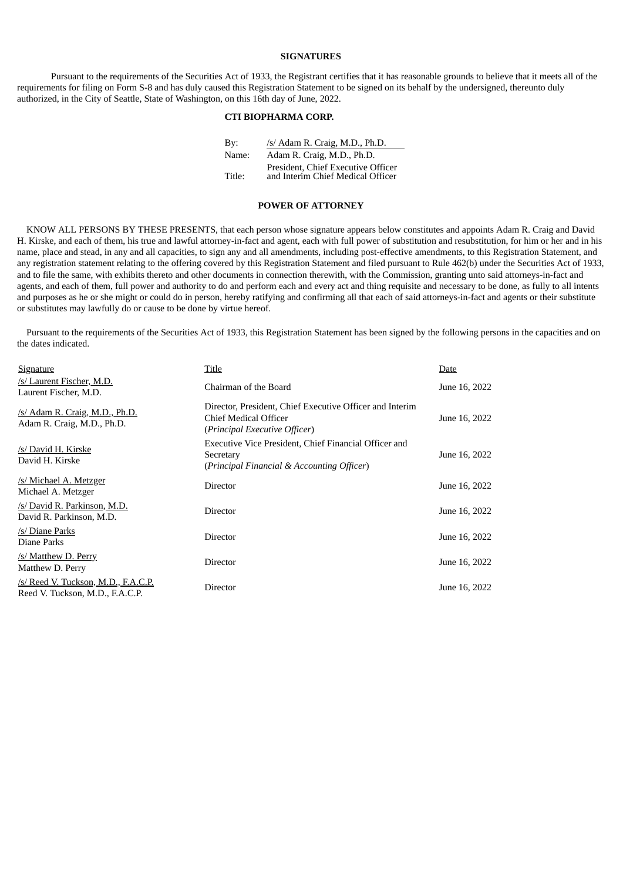## SIGNATURES

Pursuant to the requirements of the Securities Act of 1933, the Registrant certifies that it has reasonable grounds to believe that it meets all of the requirements for filing on Form S-8 and has duly caused this Registration Statement to be signed on its behalf by the undersigned, thereunto duly authorized, in the City of Seattle, State of Washington, on this 16th day of June, 2022.

**CTI BIOPHARMA CORP.**

| | |
|---|---|
| By: | /s/ Adam R. Craig, M.D., Ph.D. |
| Name: | Adam R. Craig, M.D., Ph.D. |
| Title: | President, Chief Executive Officer and Interim Chief Medical Officer |

## POWER OF ATTORNEY

KNOW ALL PERSONS BY THESE PRESENTS, that each person whose signature appears below constitutes and appoints Adam R. Craig and David H. Kirske, and each of them, his true and lawful attorney-in-fact and agent, each with full power of substitution and resubstitution, for him or her and in his name, place and stead, in any and all capacities, to sign any and all amendments, including post-effective amendments, to this Registration Statement, and any registration statement relating to the offering covered by this Registration Statement and filed pursuant to Rule 462(b) under the Securities Act of 1933, and to file the same, with exhibits thereto and other documents in connection therewith, with the Commission, granting unto said attorneys-in-fact and agents, and each of them, full power and authority to do and perform each and every act and thing requisite and necessary to be done, as fully to all intents and purposes as he or she might or could do in person, hereby ratifying and confirming all that each of said attorneys-in-fact and agents or their substitute or substitutes may lawfully do or cause to be done by virtue hereof.

Pursuant to the requirements of the Securities Act of 1933, this Registration Statement has been signed by the following persons in the capacities and on the dates indicated.

| Signature | Title | Date |
|---|---|---|
| /s/ Laurent Fischer, M.D.<br>Laurent Fischer, M.D. | Chairman of the Board | June 16, 2022 |
| /s/ Adam R. Craig, M.D., Ph.D.<br>Adam R. Craig, M.D., Ph.D. | Director, President, Chief Executive Officer and Interim Chief Medical Officer<br>(*Principal Executive Officer*) | June 16, 2022 |
| /s/ David H. Kirske<br>David H. Kirske | Executive Vice President, Chief Financial Officer and Secretary<br>(*Principal Financial & Accounting Officer*) | June 16, 2022 |
| /s/ Michael A. Metzger<br>Michael A. Metzger | Director | June 16, 2022 |
| /s/ David R. Parkinson, M.D.<br>David R. Parkinson, M.D. | Director | June 16, 2022 |
| /s/ Diane Parks<br>Diane Parks | Director | June 16, 2022 |
| /s/ Matthew D. Perry<br>Matthew D. Perry | Director | June 16, 2022 |
| /s/ Reed V. Tuckson, M.D., F.A.C.P.<br>Reed V. Tuckson, M.D., F.A.C.P. | Director | June 16, 2022 |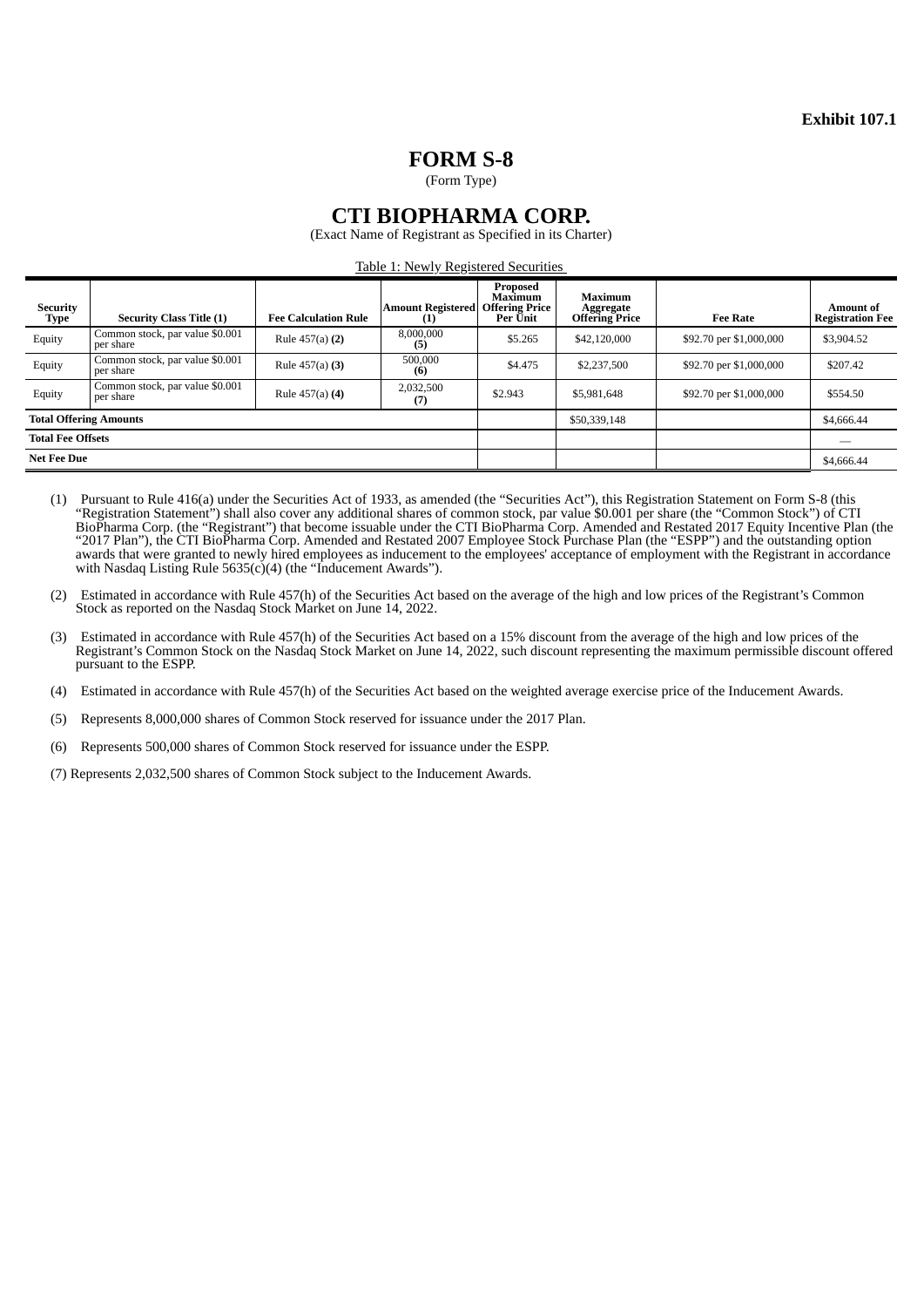**Exhibit 107.1**

# FORM S-8

(Form Type)

# CTI BIOPHARMA CORP.

(Exact Name of Registrant as Specified in its Charter)

Table 1: Newly Registered Securities

| Security Type | Security Class Title (1) | Fee Calculation Rule | Amount Registered (1) | Proposed Maximum Offering Price Per Unit | Maximum Aggregate Offering Price | Fee Rate | Amount of Registration Fee |
|---|---|---|---|---|---|---|---|
| Equity | Common stock, par value $0.001 per share | Rule 457(a) **(2)** | 8,000,000 **(5)** | $5.265 | $42,120,000 | $92.70 per $1,000,000 | $3,904.52 |
| Equity | Common stock, par value $0.001 per share | Rule 457(a) **(3)** | 500,000 **(6)** | $4.475 | $2,237,500 | $92.70 per $1,000,000 | $207.42 |
| Equity | Common stock, par value $0.001 per share | Rule 457(a) **(4)** | 2,032,500 **(7)** | $2.943 | $5,981,648 | $92.70 per $1,000,000 | $554.50 |
| **Total Offering Amounts** | | | | | $50,339,148 | | $4,666.44 |
| **Total Fee Offsets** | | | | | | | — |
| **Net Fee Due** | | | | | | | $4,666.44 |

(1) Pursuant to Rule 416(a) under the Securities Act of 1933, as amended (the "Securities Act"), this Registration Statement on Form S-8 (this "Registration Statement") shall also cover any additional shares of common stock, par value $0.001 per share (the "Common Stock") of CTI BioPharma Corp. (the "Registrant") that become issuable under the CTI BioPharma Corp. Amended and Restated 2017 Equity Incentive Plan (the "2017 Plan"), the CTI BioPharma Corp. Amended and Restated 2007 Employee Stock Purchase Plan (the "ESPP") and the outstanding option awards that were granted to newly hired employees as inducement to the employees' acceptance of employment with the Registrant in accordance with Nasdaq Listing Rule 5635(c)(4) (the "Inducement Awards").

(2) Estimated in accordance with Rule 457(h) of the Securities Act based on the average of the high and low prices of the Registrant's Common Stock as reported on the Nasdaq Stock Market on June 14, 2022.

(3) Estimated in accordance with Rule 457(h) of the Securities Act based on a 15% discount from the average of the high and low prices of the Registrant's Common Stock on the Nasdaq Stock Market on June 14, 2022, such discount representing the maximum permissible discount offered pursuant to the ESPP.

(4) Estimated in accordance with Rule 457(h) of the Securities Act based on the weighted average exercise price of the Inducement Awards.

(5) Represents 8,000,000 shares of Common Stock reserved for issuance under the 2017 Plan.

(6) Represents 500,000 shares of Common Stock reserved for issuance under the ESPP.

(7) Represents 2,032,500 shares of Common Stock subject to the Inducement Awards.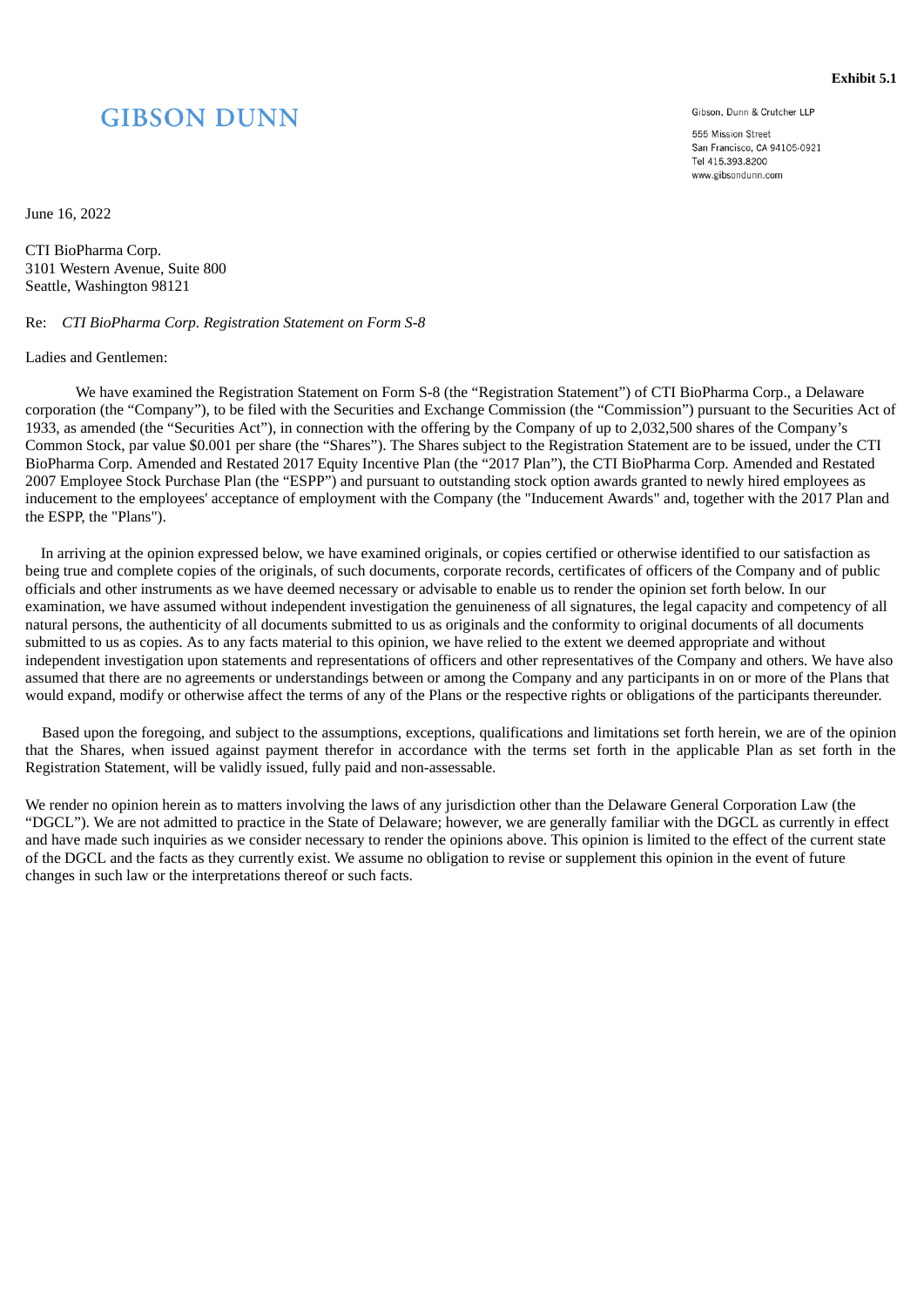**Exhibit 5.1**

GIBSON DUNN

Gibson, Dunn & Crutcher LLP

555 Mission Street
San Francisco, CA 94105-0921
Tel 415.393.8200
www.gibsondunn.com

June 16, 2022

CTI BioPharma Corp.
3101 Western Avenue, Suite 800
Seattle, Washington 98121

Re: *CTI BioPharma Corp. Registration Statement on Form S-8*

Ladies and Gentlemen:

We have examined the Registration Statement on Form S-8 (the "Registration Statement") of CTI BioPharma Corp., a Delaware corporation (the "Company"), to be filed with the Securities and Exchange Commission (the "Commission") pursuant to the Securities Act of 1933, as amended (the "Securities Act"), in connection with the offering by the Company of up to 2,032,500 shares of the Company's Common Stock, par value $0.001 per share (the "Shares"). The Shares subject to the Registration Statement are to be issued, under the CTI BioPharma Corp. Amended and Restated 2017 Equity Incentive Plan (the "2017 Plan"), the CTI BioPharma Corp. Amended and Restated 2007 Employee Stock Purchase Plan (the "ESPP") and pursuant to outstanding stock option awards granted to newly hired employees as inducement to the employees' acceptance of employment with the Company (the "Inducement Awards" and, together with the 2017 Plan and the ESPP, the "Plans").

In arriving at the opinion expressed below, we have examined originals, or copies certified or otherwise identified to our satisfaction as being true and complete copies of the originals, of such documents, corporate records, certificates of officers of the Company and of public officials and other instruments as we have deemed necessary or advisable to enable us to render the opinion set forth below. In our examination, we have assumed without independent investigation the genuineness of all signatures, the legal capacity and competency of all natural persons, the authenticity of all documents submitted to us as originals and the conformity to original documents of all documents submitted to us as copies. As to any facts material to this opinion, we have relied to the extent we deemed appropriate and without independent investigation upon statements and representations of officers and other representatives of the Company and others. We have also assumed that there are no agreements or understandings between or among the Company and any participants in on or more of the Plans that would expand, modify or otherwise affect the terms of any of the Plans or the respective rights or obligations of the participants thereunder.

Based upon the foregoing, and subject to the assumptions, exceptions, qualifications and limitations set forth herein, we are of the opinion that the Shares, when issued against payment therefor in accordance with the terms set forth in the applicable Plan as set forth in the Registration Statement, will be validly issued, fully paid and non-assessable.

We render no opinion herein as to matters involving the laws of any jurisdiction other than the Delaware General Corporation Law (the "DGCL"). We are not admitted to practice in the State of Delaware; however, we are generally familiar with the DGCL as currently in effect and have made such inquiries as we consider necessary to render the opinions above. This opinion is limited to the effect of the current state of the DGCL and the facts as they currently exist. We assume no obligation to revise or supplement this opinion in the event of future changes in such law or the interpretations thereof or such facts.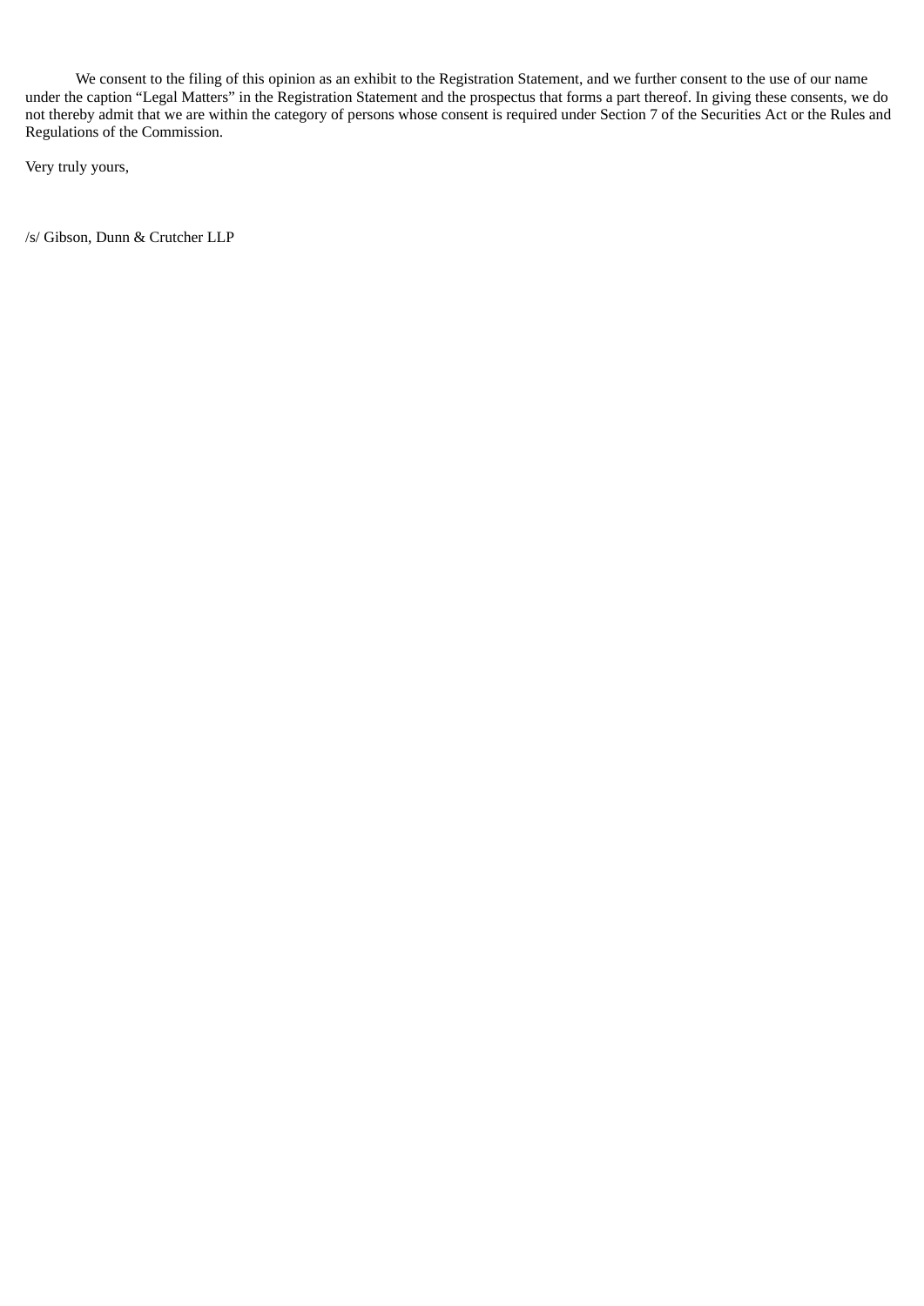We consent to the filing of this opinion as an exhibit to the Registration Statement, and we further consent to the use of our name under the caption "Legal Matters" in the Registration Statement and the prospectus that forms a part thereof. In giving these consents, we do not thereby admit that we are within the category of persons whose consent is required under Section 7 of the Securities Act or the Rules and Regulations of the Commission.

Very truly yours,

/s/ Gibson, Dunn & Crutcher LLP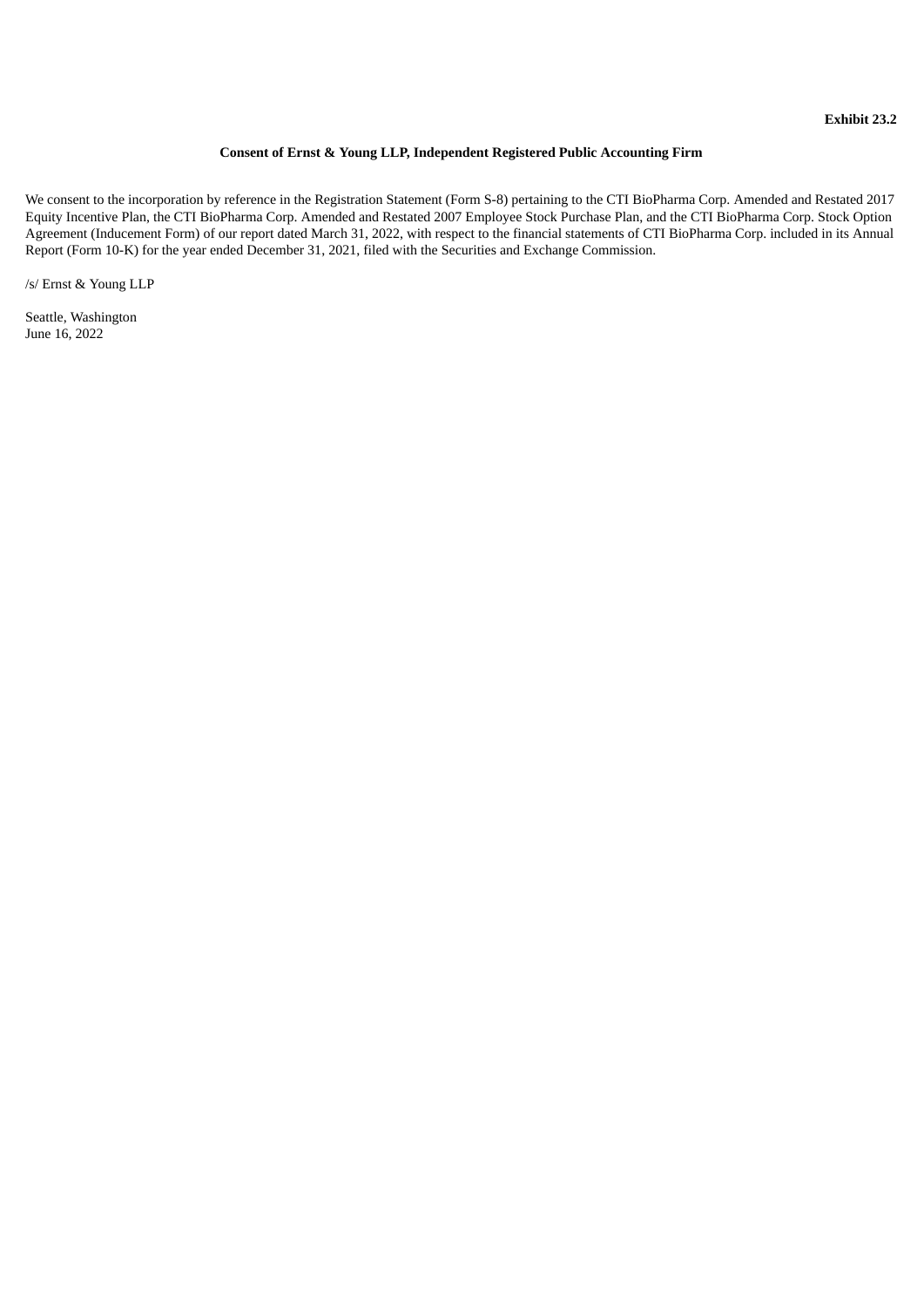**Exhibit 23.2**

**Consent of Ernst & Young LLP, Independent Registered Public Accounting Firm**

We consent to the incorporation by reference in the Registration Statement (Form S-8) pertaining to the CTI BioPharma Corp. Amended and Restated 2017 Equity Incentive Plan, the CTI BioPharma Corp. Amended and Restated 2007 Employee Stock Purchase Plan, and the CTI BioPharma Corp. Stock Option Agreement (Inducement Form) of our report dated March 31, 2022, with respect to the financial statements of CTI BioPharma Corp. included in its Annual Report (Form 10-K) for the year ended December 31, 2021, filed with the Securities and Exchange Commission.

/s/ Ernst & Young LLP

Seattle, Washington
June 16, 2022